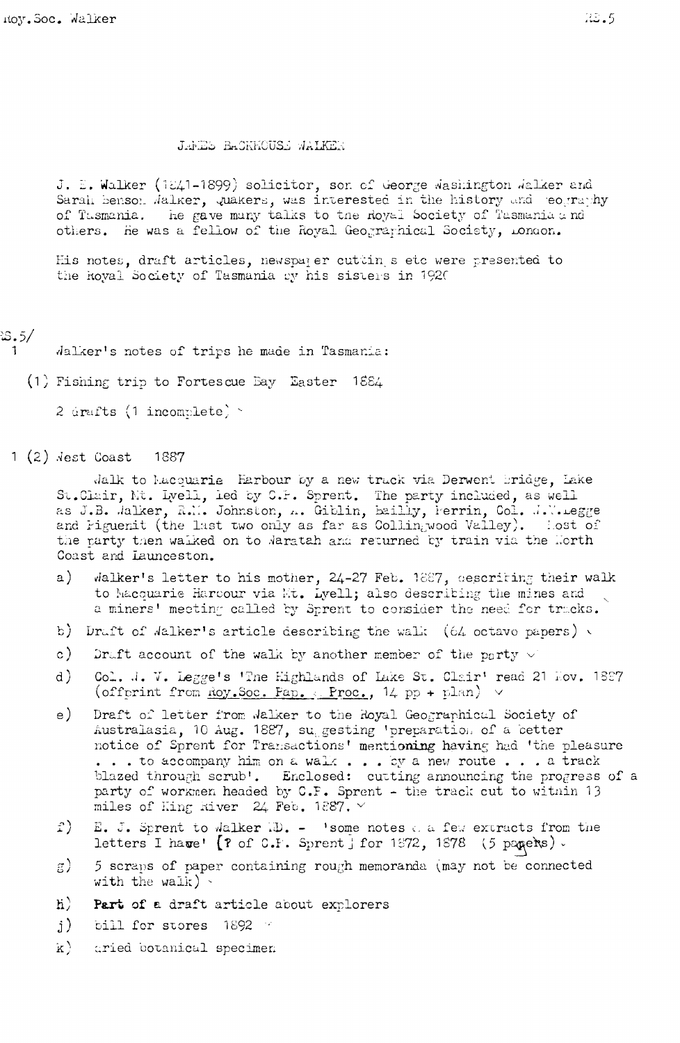# JAMES BACKHOUSE WALKER

J. B. Walker (1841-1899) solicitor, son of George Washington Walker and Sarah Benson Walker, Quakers, was interested in the history and geography of Tasmania. He gave many talks to the Royal Society of Tasmania and others. He was a fellow of the Royal Geographical Society, London.

His notes, draft articles, newspaper cuttings etc were presented to the Royal Society of Tasmania by his sisters in 1920

RS.5/
1 Walker's notes of trips he made in Tasmania:

(1) Fishing trip to Fortescue Bay Easter 1884

2 drafts (1 incomplete)

1 (2) West Coast 1887

Walk to Macquarie Harbour by a new track via Derwent Bridge, Lake St.Clair, Mt. Lyell, led by C.P. Sprent. The party included, as well as J.B. Walker, R.M. Johnston, A. Giblin, Bailly, Perrin, Col. W.V. Legge and Piguenit (the last two only as far as Collingwood Valley). Most of the party then walked on to Waratah and returned by train via the North Coast and Launceston.

a) Walker's letter to his mother, 24-27 Feb. 1887, describing their walk to Macquarie Harbour via Mt. Lyell; also describing the mines and a miners' meeting called by Sprent to consider the need for tracks.

b) Draft of Walker's article describing the walk (64 octavo papers)

c) Draft account of the walk by another member of the party

d) Col. W. V. Legge's 'The Highlands of Lake St. Clair' read 21 Nov. 1887 (offprint from Roy.Soc. Pap. & Proc., 14 pp + plan)

e) Draft of letter from Walker to the Royal Geographical Society of Australasia, 10 Aug. 1887, suggesting 'preparation of a better notice of Sprent for Transactions' mentioning having had 'the pleasure . . . to accompany him on a walk . . . by a new route . . . a track blazed through scrub'. Enclosed: cutting announcing the progress of a party of workmen headed by C.P. Sprent - the track cut to within 13 miles of King River 24 Feb. 1887.

f) E. J. Sprent to Walker ND. - 'some notes & a few extracts from the letters I have' [? of C.P. Sprent] for 1872, 1878 (5 papers)

g) 5 scraps of paper containing rough memoranda (may not be connected with the walk)

h) **Part of a draft article about explorers**

j) bill for stores 1892

k) dried botanical specimen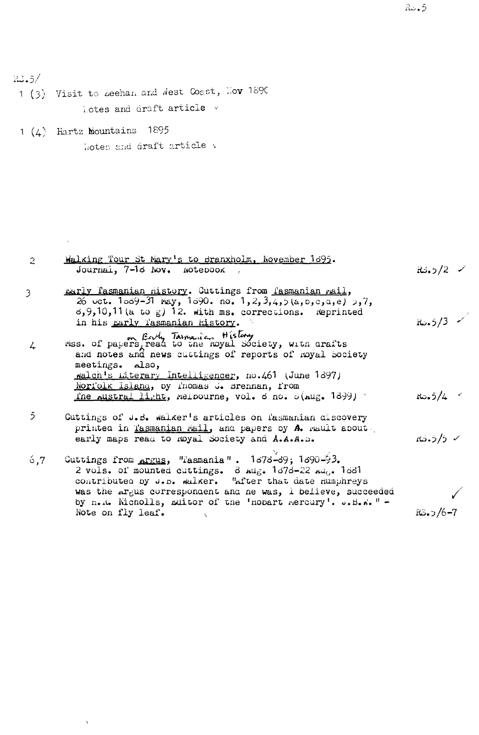RS.5/

1 (3) Visit to Zeehan and West Coast, Nov 1890

Notes and draft article ✓

1 (4) Hartz Mountains 1895

Notes and draft article ✓

| | | |
|---|---|---|
| 2 | <u>Walking Tour St Mary's to Branxholm, November 1895.</u> Journal, 7-18 Nov. Notebook | RS.5/2 ✓ |
| 3 | <u>Early Tasmanian History</u>. Cuttings from <u>Tasmanian Mail</u>, 26 Oct. 1889-31 May, 1890. no. 1,2,3,4,5(a,b,c,d,e) 5,7, 8,9,10,11(a to g) 12. With ms. corrections. Reprinted in his <u>Early Tasmanian History</u>. | RS.5/3 ✓ |
| 4 | Mss. of papers read to the Royal Society on Early Tasmanian History, with drafts and notes and news cuttings of reports of Royal Society meetings. Also, <u>Walch's Literary Intelligencer</u>, no.461 (June 1897) <u>Norfolk Island</u>, by Thomas J. Brennan, from <u>The Austral Light</u>, Melbourne, vol. 8 no. 8(Aug. 1899) | RS.5/4 ✓ |
| 5 | Cuttings of J.B. Walker's articles on Tasmanian discovery printed in <u>Tasmanian Mail</u>, and papers by A. Mault about early maps read to Royal Society and A.A.A.S. | RS.5/5 ✓ |
| 6,7 | Cuttings from <u>Argus</u>, "Tasmania". 1878-89; 1890-93. 2 vols. of mounted cuttings. 8 Aug. 1878-22 Aug. 1881 contributed by J.B. Walker. "After that date Humphreys was the Argus correspondent and he was, I believe, succeeded by H.R. Nicholls, Editor of the 'Hobart Mercury'. J.B.W." - Note on fly leaf. | RS.5/6-7 ✓ |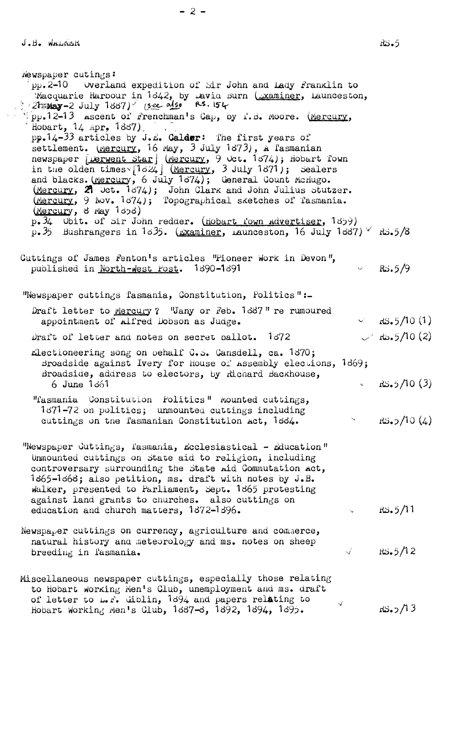J.B. WALKER RS.5

Newspaper cutings:

pp.2-10 Overland expedition of Sir John and Lady Franklin to Macquarie Harbour in 1842, by David Burn (Examiner, Launceston, 21 May-2 July 1887) (see also RS. 154)

pp.12-13 Ascent of Frenchman's Cap, by T.B. Moore. (Mercury, Hobart, 14 Apr. 1887).

pp.14-33 articles by J.E. Calder: The first years of settlement. (Mercury, 16 May, 3 July 1873), A Tasmanian newspaper [Derwent Star] (Mercury, 9 Oct. 1874); Hobart Town in the olden times [1824] (Mercury, 3 July 1871); Sealers and blacks. (Mercury, 6 July 1874); General Count McHugo. (Mercury, 21 Oct. 1874); John Clark and John Julius Stutzer. (Mercury, 9 Nov. 1874); Topographical sketches of Tasmania. (Mercury, 8 May 1858)

p.34 Obit. of Sir John Pedder. (Hobart Town Advertiser, 1859)

p.35 Bushrangers in 1835. (Examiner, Launceston, 16 July 1887) RS.5/8

Cuttings of James Fenton's articles "Pioneer Work in Devon", published in North-West Post. 1890-1891 RS.5/9

"Newspaper cuttings Tasmania, Constitution, Politics":-

Draft letter to Mercury ? "Jany or Feb. 1887" re rumoured appointment of Alfred Dobson as Judge. RS.5/10 (1)

Draft of letter and notes on secret ballot. 1872 RS.5/10 (2)

Electioneering song on behalf C.S. Cansdell, ca. 1870; Broadside against Ivery for House of Assembly elections, 1869; Broadside, address to electors, by Richard Backhouse, 6 June 1861 RS.5/10 (3)

"Tasmania Constitution Politics" mounted cuttings, 1871-72 on politics; unmounted cuttings including cuttings on the Tasmanian Constitution Act, 1884. RS.5/10 (4)

"Newspaper Cuttings, Tasmania, Ecclesiastical - Education" Unmounted cuttings on State aid to religion, including controversary surrounding the State Aid Commutation Act, 1865-1868; also petition, ms. draft with notes by J.B. Walker, presented to Parliament, Sept. 1865 protesting against land grants to churches. also cuttings on education and church matters, 1872-1896. RS.5/11

Newspaper cuttings on currency, agriculture and commerce, natural history and meteorology and ms. notes on sheep breeding in Tasmania. RS.5/12

Miscellaneous newspaper cuttings, especially those relating to Hobart Working Men's Club, unemployment and ms. draft of letter to E.F. Giblin, 1894 and papers relating to Hobart Working Men's Club, 1887-8, 1892, 1894, 1895. RS.5/13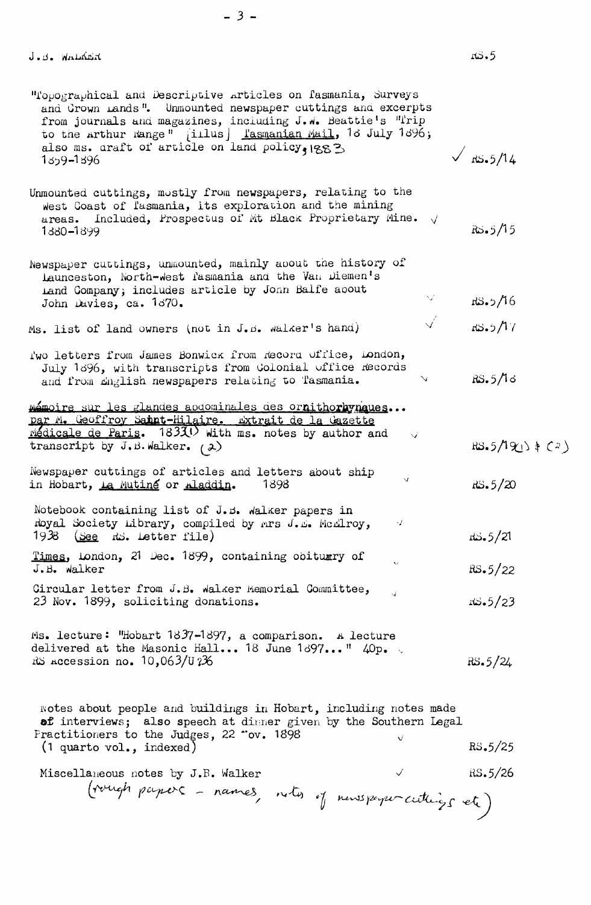J.B. WALKER

RS.5

"Topographical and Descriptive Articles on Tasmania, Surveys and Crown Lands". Unmounted newspaper cuttings and excerpts from journals and magazines, including J.W. Beattie's "Trip to the Arthur Range" [illus] *Tasmanian Mail*, 18 July 1896; also ms. draft of article on land policy, 1883 1859-1896 ✓ RS.5/14

Unmounted cuttings, mostly from newspapers, relating to the West Coast of Tasmania, its exploration and the mining areas. Included, Prospectus of Mt Black Proprietary Mine. ✓ 1880-1899 RS.5/15

Newspaper cuttings, unmounted, mainly about the history of Launceston, North-West Tasmania and the Van Diemen's Land Company; includes article by John Balfe about John Davies, ca. 1870. ✓ RS.5/16

Ms. list of land owners (not in J.B. Walker's hand) ✓ RS.5/17

Two letters from James Bonwick from Record Office, London, July 1896, with transcripts from Colonial Office Records and from English newspapers relating to Tasmania. ✓ RS.5/18

*Mémoire sur les glandes abdominales des ornithorhynques... par M. Geoffroy Saint-Hilaire. Extrait de la Gazette Médicale de Paris.* 1833(1) With ms. notes by author and transcript by J.B. Walker. (2) ✓ RS.5/19(1) & (2)

Newspaper cuttings of articles and letters about ship in Hobart, *La Mutiné* or *Aladdin*. 1898 ✓ RS.5/20

Notebook containing list of J.B. Walker papers in Royal Society Library, compiled by Mrs J.E. McElroy, 1938 (See RS. Letter file) ✓ RS.5/21

*Times*, London, 21 Dec. 1899, containing obituary of J.B. Walker ✓ RS.5/22

Circular letter from J.B. Walker Memorial Committee, 23 Nov. 1899, soliciting donations. ✓ RS.5/23

Ms. lecture: "Hobart 1837-1897, a comparison. A lecture delivered at the Masonic Hall... 18 June 1897..." 40p. RS Accession no. 10,063/U 236 ✓ RS.5/24

Notes about people and buildings in Hobart, including notes made of interviews; also speech at dinner given by the Southern Legal Practitioners to the Judges, 22 Nov. 1898 (1 quarto vol., indexed) ✓ RS.5/25

Miscellaneous notes by J.B. Walker ✓ RS.5/26
(rough papers - names, notes of newspaper cuttings etc)